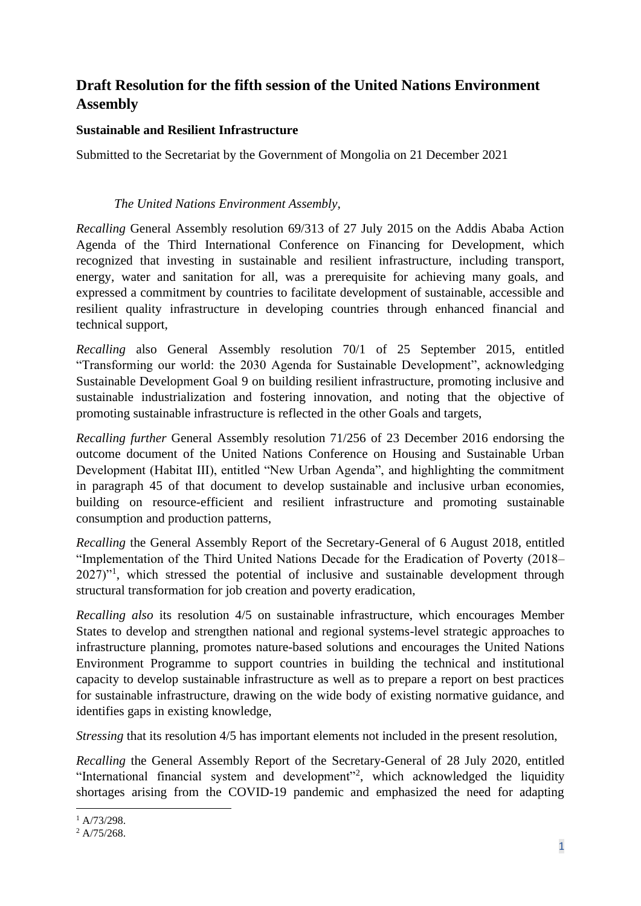# Draft Resolution for the fifth session of the United Nations Environment Assembly

## Sustainable and Resilient Infrastructure

Submitted to the Secretariat by the Government of Mongolia on 21 December 2021

*The United Nations Environment Assembly*,

*Recalling* General Assembly resolution 69/313 of 27 July 2015 on the Addis Ababa Action Agenda of the Third International Conference on Financing for Development, which recognized that investing in sustainable and resilient infrastructure, including transport, energy, water and sanitation for all, was a prerequisite for achieving many goals, and expressed a commitment by countries to facilitate development of sustainable, accessible and resilient quality infrastructure in developing countries through enhanced financial and technical support,

*Recalling* also General Assembly resolution 70/1 of 25 September 2015, entitled "Transforming our world: the 2030 Agenda for Sustainable Development", acknowledging Sustainable Development Goal 9 on building resilient infrastructure, promoting inclusive and sustainable industrialization and fostering innovation, and noting that the objective of promoting sustainable infrastructure is reflected in the other Goals and targets,

*Recalling further* General Assembly resolution 71/256 of 23 December 2016 endorsing the outcome document of the United Nations Conference on Housing and Sustainable Urban Development (Habitat III), entitled "New Urban Agenda", and highlighting the commitment in paragraph 45 of that document to develop sustainable and inclusive urban economies, building on resource-efficient and resilient infrastructure and promoting sustainable consumption and production patterns,

*Recalling* the General Assembly Report of the Secretary-General of 6 August 2018, entitled "Implementation of the Third United Nations Decade for the Eradication of Poverty (2018–2027)"[1], which stressed the potential of inclusive and sustainable development through structural transformation for job creation and poverty eradication,

*Recalling also* its resolution 4/5 on sustainable infrastructure, which encourages Member States to develop and strengthen national and regional systems-level strategic approaches to infrastructure planning, promotes nature-based solutions and encourages the United Nations Environment Programme to support countries in building the technical and institutional capacity to develop sustainable infrastructure as well as to prepare a report on best practices for sustainable infrastructure, drawing on the wide body of existing normative guidance, and identifies gaps in existing knowledge,

*Stressing* that its resolution 4/5 has important elements not included in the present resolution,

*Recalling* the General Assembly Report of the Secretary-General of 28 July 2020, entitled "International financial system and development"[2], which acknowledged the liquidity shortages arising from the COVID-19 pandemic and emphasized the need for adapting

---

[1] A/73/298.

[2] A/75/268.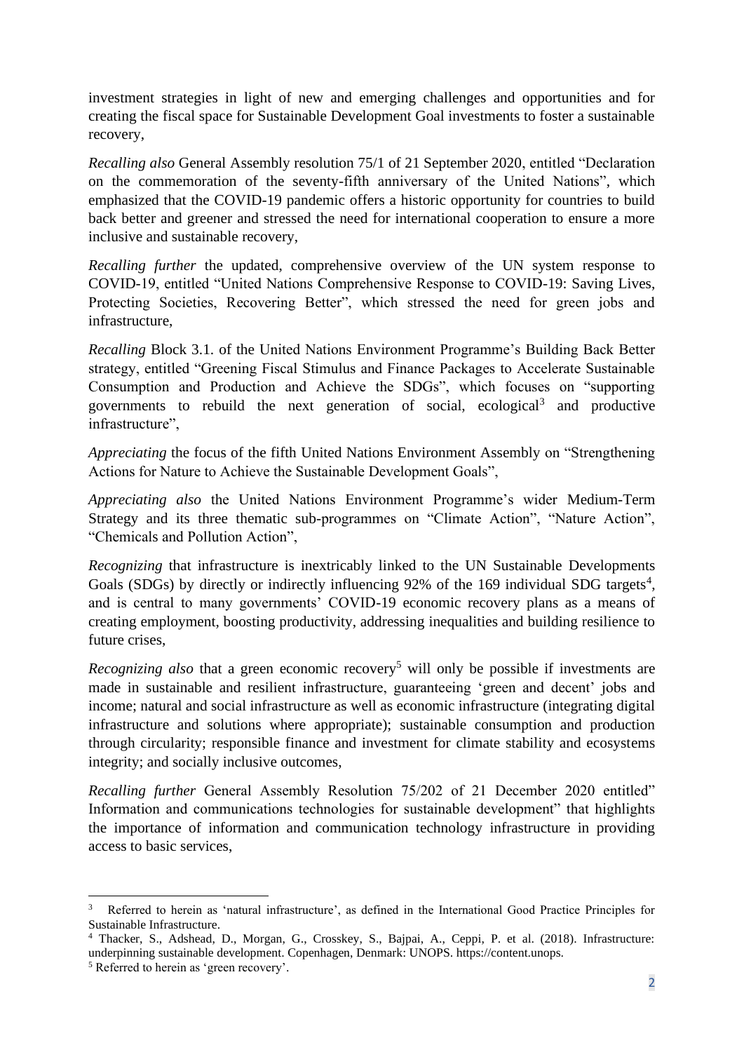investment strategies in light of new and emerging challenges and opportunities and for creating the fiscal space for Sustainable Development Goal investments to foster a sustainable recovery,

*Recalling also* General Assembly resolution 75/1 of 21 September 2020, entitled "Declaration on the commemoration of the seventy-fifth anniversary of the United Nations", which emphasized that the COVID-19 pandemic offers a historic opportunity for countries to build back better and greener and stressed the need for international cooperation to ensure a more inclusive and sustainable recovery,

*Recalling further* the updated, comprehensive overview of the UN system response to COVID-19, entitled "United Nations Comprehensive Response to COVID-19: Saving Lives, Protecting Societies, Recovering Better", which stressed the need for green jobs and infrastructure,

*Recalling* Block 3.1. of the United Nations Environment Programme's Building Back Better strategy, entitled "Greening Fiscal Stimulus and Finance Packages to Accelerate Sustainable Consumption and Production and Achieve the SDGs", which focuses on "supporting governments to rebuild the next generation of social, ecological[3] and productive infrastructure",

*Appreciating* the focus of the fifth United Nations Environment Assembly on "Strengthening Actions for Nature to Achieve the Sustainable Development Goals",

*Appreciating also* the United Nations Environment Programme's wider Medium-Term Strategy and its three thematic sub-programmes on "Climate Action", "Nature Action", "Chemicals and Pollution Action",

*Recognizing* that infrastructure is inextricably linked to the UN Sustainable Developments Goals (SDGs) by directly or indirectly influencing 92% of the 169 individual SDG targets[4], and is central to many governments' COVID-19 economic recovery plans as a means of creating employment, boosting productivity, addressing inequalities and building resilience to future crises,

*Recognizing also* that a green economic recovery[5] will only be possible if investments are made in sustainable and resilient infrastructure, guaranteeing 'green and decent' jobs and income; natural and social infrastructure as well as economic infrastructure (integrating digital infrastructure and solutions where appropriate); sustainable consumption and production through circularity; responsible finance and investment for climate stability and ecosystems integrity; and socially inclusive outcomes,

*Recalling further* General Assembly Resolution 75/202 of 21 December 2020 entitled" Information and communications technologies for sustainable development" that highlights the importance of information and communication technology infrastructure in providing access to basic services,

---

[3] Referred to herein as 'natural infrastructure', as defined in the International Good Practice Principles for Sustainable Infrastructure.

[4] Thacker, S., Adshead, D., Morgan, G., Crosskey, S., Bajpai, A., Ceppi, P. et al. (2018). Infrastructure: underpinning sustainable development. Copenhagen, Denmark: UNOPS. https://content.unops.

[5] Referred to herein as 'green recovery'.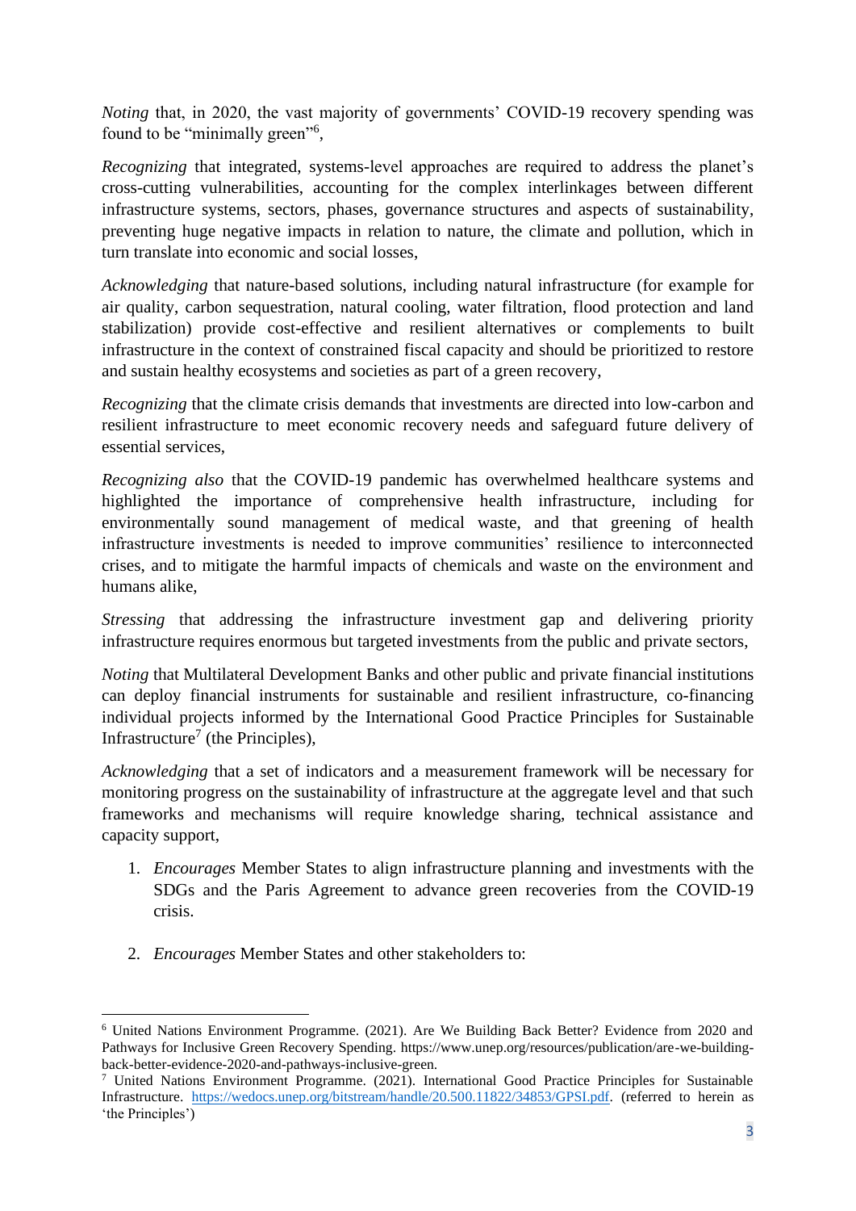*Noting* that, in 2020, the vast majority of governments' COVID-19 recovery spending was found to be "minimally green"[6],

*Recognizing* that integrated, systems-level approaches are required to address the planet's cross-cutting vulnerabilities, accounting for the complex interlinkages between different infrastructure systems, sectors, phases, governance structures and aspects of sustainability, preventing huge negative impacts in relation to nature, the climate and pollution, which in turn translate into economic and social losses,

*Acknowledging* that nature-based solutions, including natural infrastructure (for example for air quality, carbon sequestration, natural cooling, water filtration, flood protection and land stabilization) provide cost-effective and resilient alternatives or complements to built infrastructure in the context of constrained fiscal capacity and should be prioritized to restore and sustain healthy ecosystems and societies as part of a green recovery,

*Recognizing* that the climate crisis demands that investments are directed into low-carbon and resilient infrastructure to meet economic recovery needs and safeguard future delivery of essential services,

*Recognizing also* that the COVID-19 pandemic has overwhelmed healthcare systems and highlighted the importance of comprehensive health infrastructure, including for environmentally sound management of medical waste, and that greening of health infrastructure investments is needed to improve communities' resilience to interconnected crises, and to mitigate the harmful impacts of chemicals and waste on the environment and humans alike,

*Stressing* that addressing the infrastructure investment gap and delivering priority infrastructure requires enormous but targeted investments from the public and private sectors,

*Noting* that Multilateral Development Banks and other public and private financial institutions can deploy financial instruments for sustainable and resilient infrastructure, co-financing individual projects informed by the International Good Practice Principles for Sustainable Infrastructure[7] (the Principles),

*Acknowledging* that a set of indicators and a measurement framework will be necessary for monitoring progress on the sustainability of infrastructure at the aggregate level and that such frameworks and mechanisms will require knowledge sharing, technical assistance and capacity support,

1. *Encourages* Member States to align infrastructure planning and investments with the SDGs and the Paris Agreement to advance green recoveries from the COVID-19 crisis.

2. *Encourages* Member States and other stakeholders to:

---

[6] United Nations Environment Programme. (2021). Are We Building Back Better? Evidence from 2020 and Pathways for Inclusive Green Recovery Spending. https://www.unep.org/resources/publication/are-we-building-back-better-evidence-2020-and-pathways-inclusive-green.

[7] United Nations Environment Programme. (2021). International Good Practice Principles for Sustainable Infrastructure. https://wedocs.unep.org/bitstream/handle/20.500.11822/34853/GPSI.pdf. (referred to herein as 'the Principles')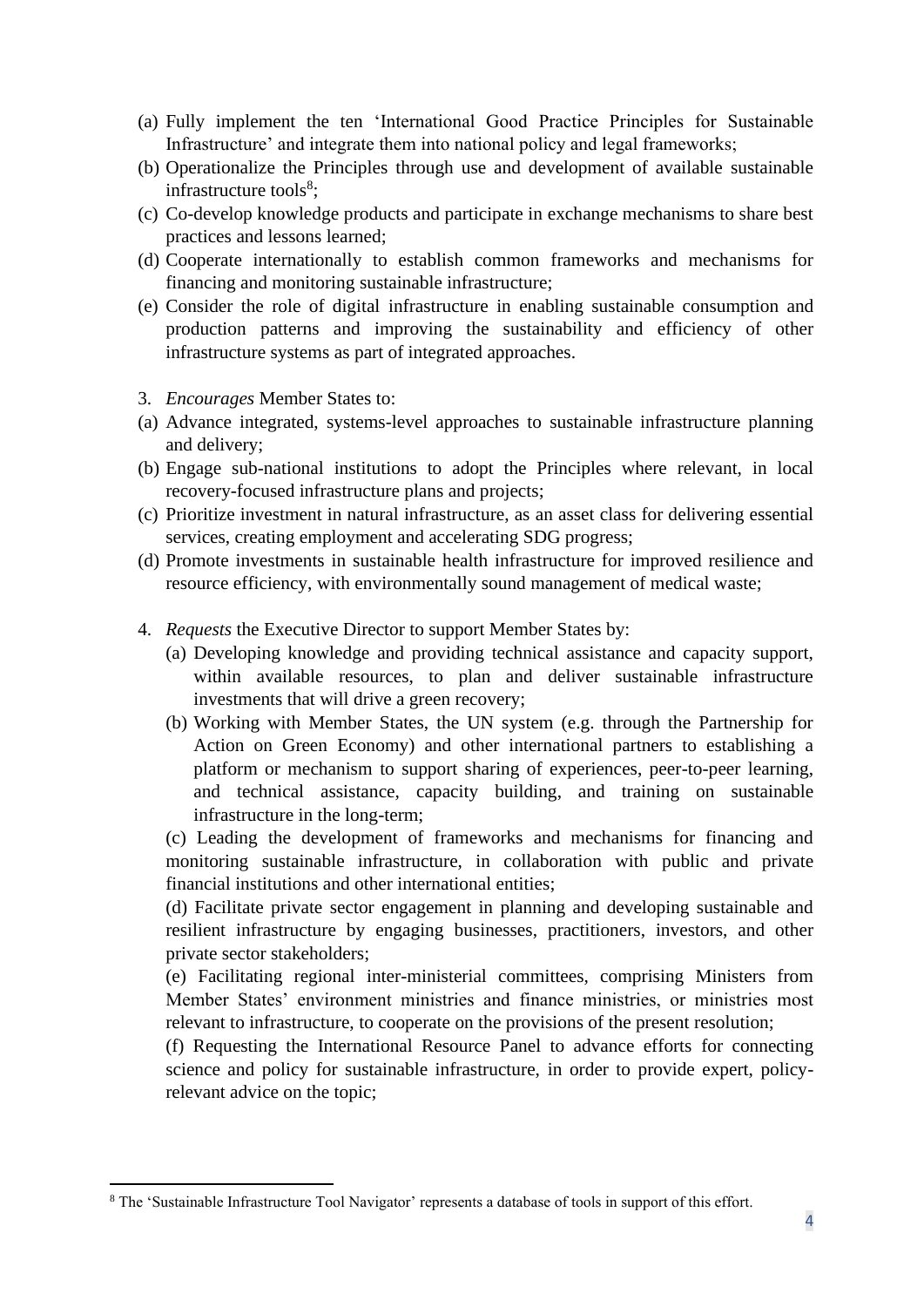(a) Fully implement the ten 'International Good Practice Principles for Sustainable Infrastructure' and integrate them into national policy and legal frameworks;

(b) Operationalize the Principles through use and development of available sustainable infrastructure tools[8];

(c) Co-develop knowledge products and participate in exchange mechanisms to share best practices and lessons learned;

(d) Cooperate internationally to establish common frameworks and mechanisms for financing and monitoring sustainable infrastructure;

(e) Consider the role of digital infrastructure in enabling sustainable consumption and production patterns and improving the sustainability and efficiency of other infrastructure systems as part of integrated approaches.

3. *Encourages* Member States to:

(a) Advance integrated, systems-level approaches to sustainable infrastructure planning and delivery;

(b) Engage sub-national institutions to adopt the Principles where relevant, in local recovery-focused infrastructure plans and projects;

(c) Prioritize investment in natural infrastructure, as an asset class for delivering essential services, creating employment and accelerating SDG progress;

(d) Promote investments in sustainable health infrastructure for improved resilience and resource efficiency, with environmentally sound management of medical waste;

4. *Requests* the Executive Director to support Member States by:

(a) Developing knowledge and providing technical assistance and capacity support, within available resources, to plan and deliver sustainable infrastructure investments that will drive a green recovery;

(b) Working with Member States, the UN system (e.g. through the Partnership for Action on Green Economy) and other international partners to establishing a platform or mechanism to support sharing of experiences, peer-to-peer learning, and technical assistance, capacity building, and training on sustainable infrastructure in the long-term;

(c) Leading the development of frameworks and mechanisms for financing and monitoring sustainable infrastructure, in collaboration with public and private financial institutions and other international entities;

(d) Facilitate private sector engagement in planning and developing sustainable and resilient infrastructure by engaging businesses, practitioners, investors, and other private sector stakeholders;

(e) Facilitating regional inter-ministerial committees, comprising Ministers from Member States' environment ministries and finance ministries, or ministries most relevant to infrastructure, to cooperate on the provisions of the present resolution;

(f) Requesting the International Resource Panel to advance efforts for connecting science and policy for sustainable infrastructure, in order to provide expert, policy-relevant advice on the topic;

---

[8] The 'Sustainable Infrastructure Tool Navigator' represents a database of tools in support of this effort.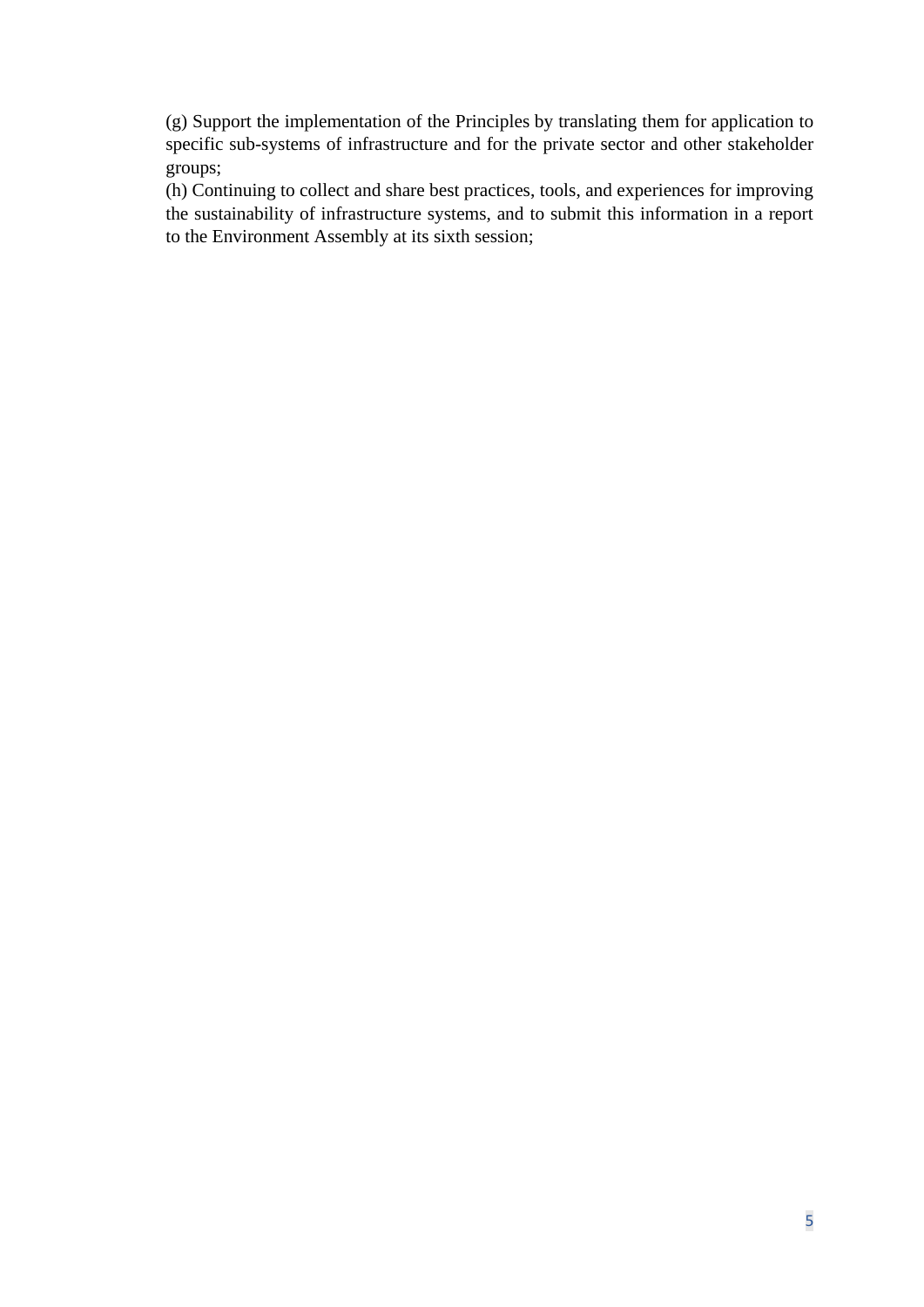(g) Support the implementation of the Principles by translating them for application to specific sub-systems of infrastructure and for the private sector and other stakeholder groups;

(h) Continuing to collect and share best practices, tools, and experiences for improving the sustainability of infrastructure systems, and to submit this information in a report to the Environment Assembly at its sixth session;